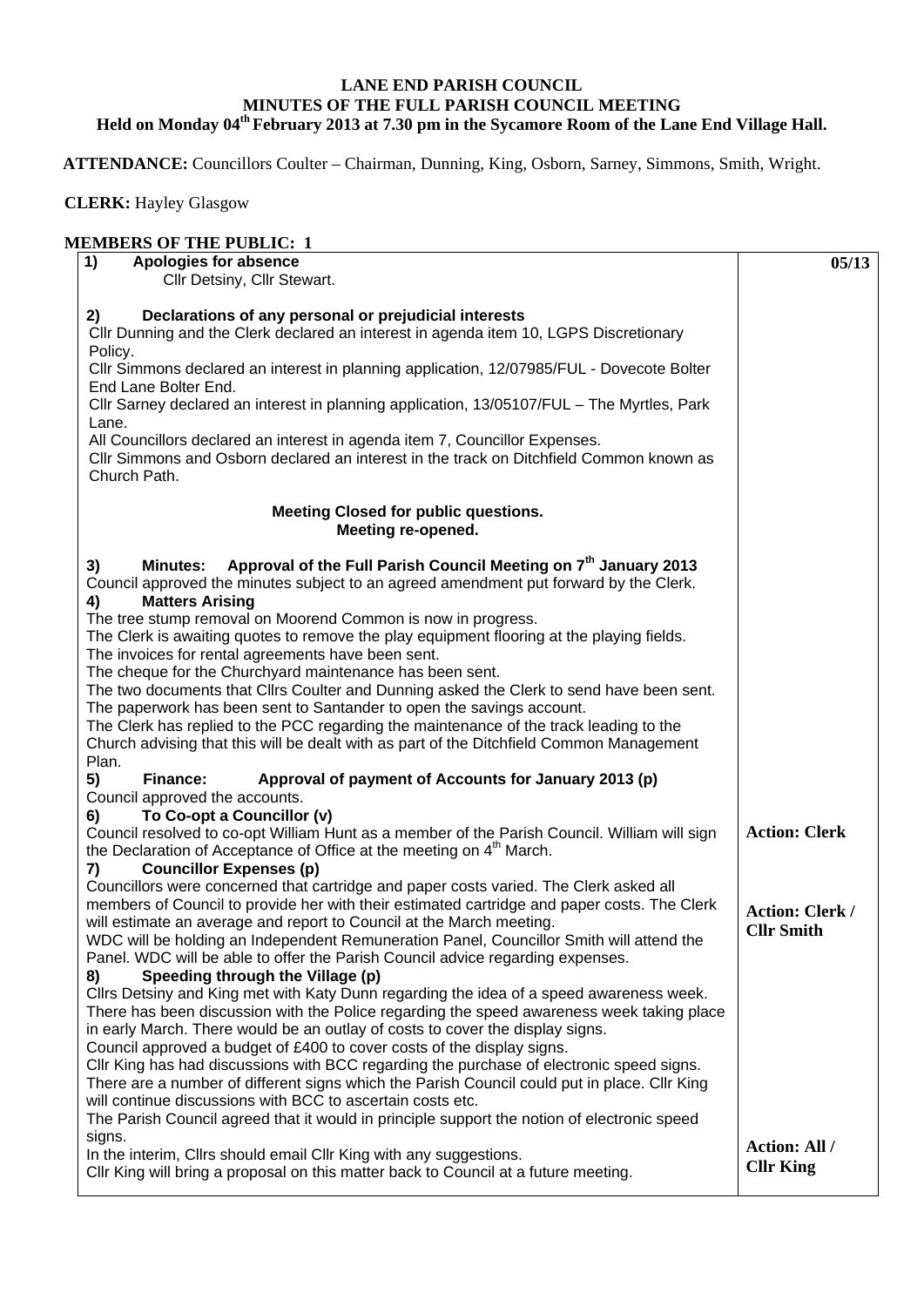**LANE END PARISH COUNCIL**
**MINUTES OF THE FULL PARISH COUNCIL MEETING**
**Held on Monday 04th February 2013 at 7.30 pm in the Sycamore Room of the Lane End Village Hall.**

**ATTENDANCE:** Councillors Coulter – Chairman, Dunning, King, Osborn, Sarney, Simmons, Smith, Wright.

**CLERK:** Hayley Glasgow

**MEMBERS OF THE PUBLIC: 1**

| | **05/13** |
|---|---|
| **1) Apologies for absence**<br>Cllr Detsiny, Cllr Stewart. | |
| **2) Declarations of any personal or prejudicial interests**<br>Cllr Dunning and the Clerk declared an interest in agenda item 10, LGPS Discretionary Policy.<br>Cllr Simmons declared an interest in planning application, 12/07985/FUL - Dovecote Bolter End Lane Bolter End.<br>Cllr Sarney declared an interest in planning application, 13/05107/FUL – The Myrtles, Park Lane.<br>All Councillors declared an interest in agenda item 7, Councillor Expenses.<br>Cllr Simmons and Osborn declared an interest in the track on Ditchfield Common known as Church Path. | |
| **Meeting Closed for public questions.**<br>**Meeting re-opened.** | |
| **3) Minutes: Approval of the Full Parish Council Meeting on 7th January 2013**<br>Council approved the minutes subject to an agreed amendment put forward by the Clerk. | |
| **4) Matters Arising**<br>The tree stump removal on Moorend Common is now in progress.<br>The Clerk is awaiting quotes to remove the play equipment flooring at the playing fields.<br>The invoices for rental agreements have been sent.<br>The cheque for the Churchyard maintenance has been sent.<br>The two documents that Cllrs Coulter and Dunning asked the Clerk to send have been sent.<br>The paperwork has been sent to Santander to open the savings account.<br>The Clerk has replied to the PCC regarding the maintenance of the track leading to the Church advising that this will be dealt with as part of the Ditchfield Common Management Plan. | |
| **5) Finance: Approval of payment of Accounts for January 2013 (p)**<br>Council approved the accounts. | |
| **6) To Co-opt a Councillor (v)**<br>Council resolved to co-opt William Hunt as a member of the Parish Council. William will sign the Declaration of Acceptance of Office at the meeting on 4th March. | **Action: Clerk** |
| **7) Councillor Expenses (p)**<br>Councillors were concerned that cartridge and paper costs varied. The Clerk asked all members of Council to provide her with their estimated cartridge and paper costs. The Clerk will estimate an average and report to Council at the March meeting.<br>WDC will be holding an Independent Remuneration Panel, Councillor Smith will attend the Panel. WDC will be able to offer the Parish Council advice regarding expenses. | **Action: Clerk / Cllr Smith** |
| **8) Speeding through the Village (p)**<br>Cllrs Detsiny and King met with Katy Dunn regarding the idea of a speed awareness week. There has been discussion with the Police regarding the speed awareness week taking place in early March. There would be an outlay of costs to cover the display signs.<br>Council approved a budget of £400 to cover costs of the display signs.<br>Cllr King has had discussions with BCC regarding the purchase of electronic speed signs. There are a number of different signs which the Parish Council could put in place. Cllr King will continue discussions with BCC to ascertain costs etc.<br>The Parish Council agreed that it would in principle support the notion of electronic speed signs.<br>In the interim, Cllrs should email Cllr King with any suggestions.<br>Cllr King will bring a proposal on this matter back to Council at a future meeting. | **Action: All / Cllr King** |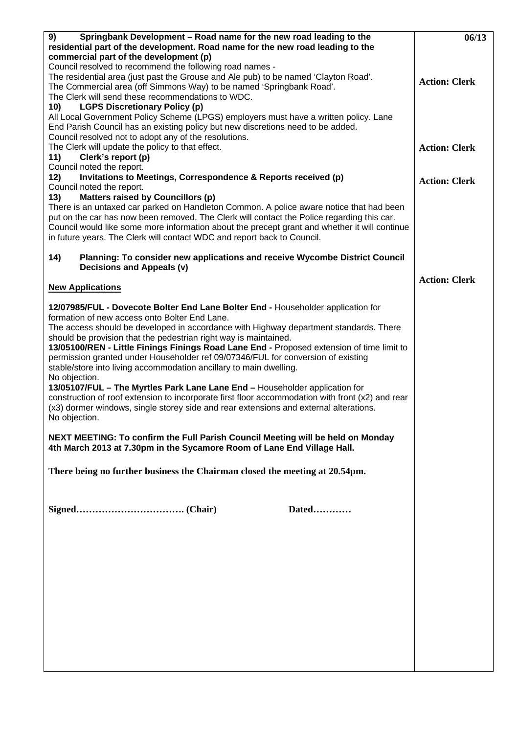**9) Springbank Development – Road name for the new road leading to the residential part of the development. Road name for the new road leading to the commercial part of the development (p)**

Council resolved to recommend the following road names -
The residential area (just past the Grouse and Ale pub) to be named 'Clayton Road'.
The Commercial area (off Simmons Way) to be named 'Springbank Road'.
The Clerk will send these recommendations to WDC.

**Action: Clerk**

**10) LGPS Discretionary Policy (p)**

All Local Government Policy Scheme (LPGS) employers must have a written policy. Lane End Parish Council has an existing policy but new discretions need to be added.
Council resolved not to adopt any of the resolutions.
The Clerk will update the policy to that effect.

**Action: Clerk**

**11) Clerk's report (p)**

Council noted the report.

**12) Invitations to Meetings, Correspondence & Reports received (p)**

Council noted the report.

**Action: Clerk**

**13) Matters raised by Councillors (p)**

There is an untaxed car parked on Handleton Common. A police aware notice that had been put on the car has now been removed. The Clerk will contact the Police regarding this car.
Council would like some more information about the precept grant and whether it will continue in future years. The Clerk will contact WDC and report back to Council.

**14) Planning: To consider new applications and receive Wycombe District Council Decisions and Appeals (v)**

**Action: Clerk**

**New Applications**

**12/07985/FUL - Dovecote Bolter End Lane Bolter End -** Householder application for formation of new access onto Bolter End Lane.
The access should be developed in accordance with Highway department standards. There should be provision that the pedestrian right way is maintained.

**13/05100/REN - Little Finings Finings Road Lane End -** Proposed extension of time limit to permission granted under Householder ref 09/07346/FUL for conversion of existing stable/store into living accommodation ancillary to main dwelling.
No objection.

**13/05107/FUL – The Myrtles Park Lane Lane End –** Householder application for construction of roof extension to incorporate first floor accommodation with front (x2) and rear (x3) dormer windows, single storey side and rear extensions and external alterations.
No objection.

**NEXT MEETING: To confirm the Full Parish Council Meeting will be held on Monday 4th March 2013 at 7.30pm in the Sycamore Room of Lane End Village Hall.**

**There being no further business the Chairman closed the meeting at 20.54pm.**

**Signed……………………………. (Chair) Dated…………**